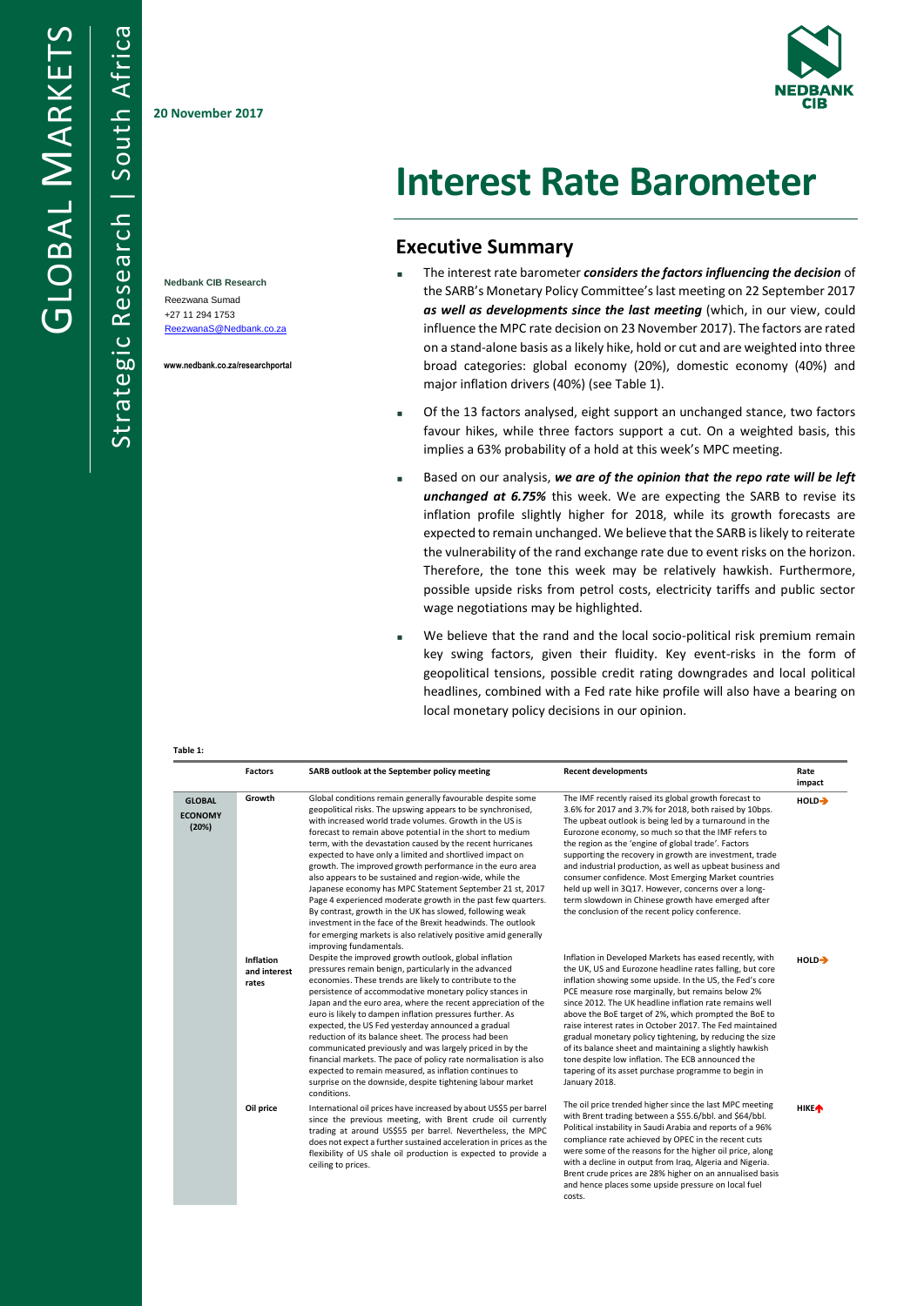20 November 2017

**Nedbank CIB Research**
Reezwana Sumad
+27 11 294 1753
ReezwanaS@Nedbank.co.za

www.nedbank.co.za/researchportal

# Interest Rate Barometer

## Executive Summary

- The interest rate barometer ***considers the factors influencing the decision*** of the SARB's Monetary Policy Committee's last meeting on 22 September 2017 ***as well as developments since the last meeting*** (which, in our view, could influence the MPC rate decision on 23 November 2017). The factors are rated on a stand-alone basis as a likely hike, hold or cut and are weighted into three broad categories: global economy (20%), domestic economy (40%) and major inflation drivers (40%) (see Table 1).
- Of the 13 factors analysed, eight support an unchanged stance, two factors favour hikes, while three factors support a cut. On a weighted basis, this implies a 63% probability of a hold at this week's MPC meeting.
- Based on our analysis, ***we are of the opinion that the repo rate will be left unchanged at 6.75%*** this week. We are expecting the SARB to revise its inflation profile slightly higher for 2018, while its growth forecasts are expected to remain unchanged. We believe that the SARB is likely to reiterate the vulnerability of the rand exchange rate due to event risks on the horizon. Therefore, the tone this week may be relatively hawkish. Furthermore, possible upside risks from petrol costs, electricity tariffs and public sector wage negotiations may be highlighted.
- We believe that the rand and the local socio-political risk premium remain key swing factors, given their fluidity. Key event-risks in the form of geopolitical tensions, possible credit rating downgrades and local political headlines, combined with a Fed rate hike profile will also have a bearing on local monetary policy decisions in our opinion.

**Table 1:**

| | Factors | SARB outlook at the September policy meeting | Recent developments | Rate impact |
|---|---|---|---|---|
| **GLOBAL ECONOMY (20%)** | **Growth** | Global conditions remain generally favourable despite some geopolitical risks. The upswing appears to be synchronised, with increased world trade volumes. Growth in the US is forecast to remain above potential in the short to medium term, with the devastation caused by the recent hurricanes expected to have only a limited and shortlived impact on growth. The improved growth performance in the euro area also appears to be sustained and region-wide, while the Japanese economy has MPC Statement September 21 st, 2017 Page 4 experienced moderate growth in the past few quarters. By contrast, growth in the UK has slowed, following weak investment in the face of the Brexit headwinds. The outlook for emerging markets is also relatively positive amid generally improving fundamentals. | The IMF recently raised its global growth forecast to 3.6% for 2017 and 3.7% for 2018, both raised by 10bps. The upbeat outlook is being led by a turnaround in the Eurozone economy, so much so that the IMF refers to the region as the 'engine of global trade'. Factors supporting the recovery in growth are investment, trade and industrial production, as well as upbeat business and consumer confidence. Most Emerging Market countries held up well in 3Q17. However, concerns over a long-term slowdown in Chinese growth have emerged after the conclusion of the recent policy conference. | **HOLD→** |
| | **Inflation and interest rates** | Despite the improved growth outlook, global inflation pressures remain benign, particularly in the advanced economies. These trends are likely to contribute to the persistence of accommodative monetary policy stances in Japan and the euro area, where the recent appreciation of the euro is likely to dampen inflation pressures further. As expected, the US Fed yesterday announced a gradual reduction of its balance sheet. The process had been communicated previously and was largely priced in by the financial markets. The pace of policy rate normalisation is also expected to remain measured, as inflation continues to surprise on the downside, despite tightening labour market conditions. | Inflation in Developed Markets has eased recently, with the UK, US and Eurozone headline rates falling, but core inflation showing some upside. In the US, the Fed's core PCE measure rose marginally, but remains below 2% since 2012. The UK headline inflation rate remains well above the BoE target of 2%, which prompted the BoE to raise interest rates in October 2017. The Fed maintained gradual monetary policy tightening, by reducing the size of its balance sheet and maintaining a slightly hawkish tone despite low inflation. The ECB announced the tapering of its asset purchase programme to begin in January 2018. | **HOLD→** |
| | **Oil price** | International oil prices have increased by about US$5 per barrel since the previous meeting, with Brent crude oil currently trading at around US$55 per barrel. Nevertheless, the MPC does not expect a further sustained acceleration in prices as the flexibility of US shale oil production is expected to provide a ceiling to prices. | The oil price trended higher since the last MPC meeting with Brent trading between a $55.6/bbl. and $64/bbl. Political instability in Saudi Arabia and reports of a 96% compliance rate achieved by OPEC in the recent cuts were some of the reasons for the higher oil price, along with a decline in output from Iraq, Algeria and Nigeria. Brent crude prices are 28% higher on an annualised basis and hence places some upside pressure on local fuel costs. | **HIKE↑** |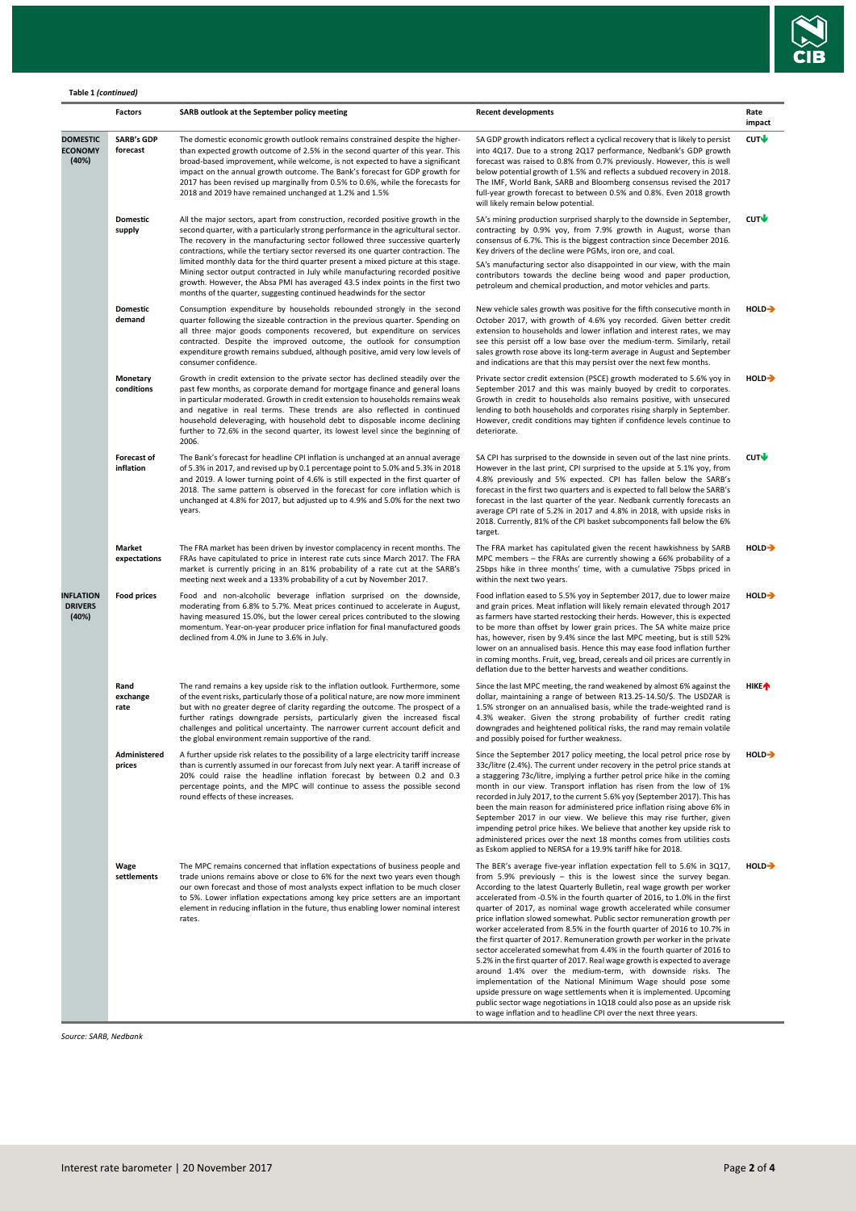**Table 1** *(continued)*

| | Factors | SARB outlook at the September policy meeting | Recent developments | Rate impact |
|---|---|---|---|---|
| **DOMESTIC ECONOMY (40%)** | **SARB's GDP forecast** | The domestic economic growth outlook remains constrained despite the higher-than expected growth outcome of 2.5% in the second quarter of this year. This broad-based improvement, while welcome, is not expected to have a significant impact on the annual growth outcome. The Bank's forecast for GDP growth for 2017 has been revised up marginally from 0.5% to 0.6%, while the forecasts for 2018 and 2019 have remained unchanged at 1.2% and 1.5% | SA GDP growth indicators reflect a cyclical recovery that is likely to persist into 4Q17. Due to a strong 2Q17 performance, Nedbank's GDP growth forecast was raised to 0.8% from 0.7% previously. However, this is well below potential growth of 1.5% and reflects a subdued recovery in 2018. The IMF, World Bank, SARB and Bloomberg consensus revised the 2017 full-year growth forecast to between 0.5% and 0.8%. Even 2018 growth will likely remain below potential. | **CUT↓** |
| | **Domestic supply** | All the major sectors, apart from construction, recorded positive growth in the second quarter, with a particularly strong performance in the agricultural sector. The recovery in the manufacturing sector followed three successive quarterly contractions, while the tertiary sector reversed its one quarter contraction. The limited monthly data for the third quarter present a mixed picture at this stage. Mining sector output contracted in July while manufacturing recorded positive growth. However, the Absa PMI has averaged 43.5 index points in the first two months of the quarter, suggesting continued headwinds for the sector | SA's mining production surprised sharply to the downside in September, contracting by 0.9% yoy, from 7.9% growth in August, worse than consensus of 6.7%. This is the biggest contraction since December 2016. Key drivers of the decline were PGMs, iron ore, and coal.<br>SA's manufacturing sector also disappointed in our view, with the main contributors towards the decline being wood and paper production, petroleum and chemical production, and motor vehicles and parts. | **CUT↓** |
| | **Domestic demand** | Consumption expenditure by households rebounded strongly in the second quarter following the sizeable contraction in the previous quarter. Spending on all three major goods components recovered, but expenditure on services contracted. Despite the improved outcome, the outlook for consumption expenditure growth remains subdued, although positive, amid very low levels of consumer confidence. | New vehicle sales growth was positive for the fifth consecutive month in October 2017, with growth of 4.6% yoy recorded. Given better credit extension to households and lower inflation and interest rates, we may see this persist off a low base over the medium-term. Similarly, retail sales growth rose above its long-term average in August and September and indications are that this may persist over the next few months. | **HOLD→** |
| | **Monetary conditions** | Growth in credit extension to the private sector has declined steadily over the past few months, as corporate demand for mortgage finance and general loans in particular moderated. Growth in credit extension to households remains weak and negative in real terms. These trends are also reflected in continued household deleveraging, with household debt to disposable income declining further to 72.6% in the second quarter, its lowest level since the beginning of 2006. | Private sector credit extension (PSCE) growth moderated to 5.6% yoy in September 2017 and this was mainly buoyed by credit to corporates. Growth in credit to households also remains positive, with unsecured lending to both households and corporates rising sharply in September. However, credit conditions may tighten if confidence levels continue to deteriorate. | **HOLD→** |
| | **Forecast of inflation** | The Bank's forecast for headline CPI inflation is unchanged at an annual average of 5.3% in 2017, and revised up by 0.1 percentage point to 5.0% and 5.3% in 2018 and 2019. A lower turning point of 4.6% is still expected in the first quarter of 2018. The same pattern is observed in the forecast for core inflation which is unchanged at 4.8% for 2017, but adjusted up to 4.9% and 5.0% for the next two years. | SA CPI has surprised to the downside in seven out of the last nine prints. However in the last print, CPI surprised to the upside at 5.1% yoy, from 4.8% previously and 5% expected. CPI has fallen below the SARB's forecast in the first two quarters and is expected to fall below the SARB's forecast in the last quarter of the year. Nedbank currently forecasts an average CPI rate of 5.2% in 2017 and 4.8% in 2018, with upside risks in 2018. Currently, 81% of the CPI basket subcomponents fall below the 6% target. | **CUT↓** |
| | **Market expectations** | The FRA market has been driven by investor complacency in recent months. The FRAs have capitulated to price in interest rate cuts since March 2017. The FRA market is currently pricing in an 81% probability of a rate cut at the SARB's meeting next week and a 133% probability of a cut by November 2017. | The FRA market has capitulated given the recent hawkishness by SARB MPC members – the FRAs are currently showing a 66% probability of a 25bps hike in three months' time, with a cumulative 75bps priced in within the next two years. | **HOLD→** |
| **INFLATION DRIVERS (40%)** | **Food prices** | Food and non-alcoholic beverage inflation surprised on the downside, moderating from 6.8% to 5.7%. Meat prices continued to accelerate in August, having measured 15.0%, but the lower cereal prices contributed to the slowing momentum. Year-on-year producer price inflation for final manufactured goods declined from 4.0% in June to 3.6% in July. | Food inflation eased to 5.5% yoy in September 2017, due to lower maize and grain prices. Meat inflation will likely remain elevated through 2017 as farmers have started restocking their herds. However, this is expected to be more than offset by lower grain prices. The SA white maize price has, however, risen by 9.4% since the last MPC meeting, but is still 52% lower on an annualised basis. Hence this may ease food inflation further in coming months. Fruit, veg, bread, cereals and oil prices are currently in deflation due to the better harvests and weather conditions. | **HOLD→** |
| | **Rand exchange rate** | The rand remains a key upside risk to the inflation outlook. Furthermore, some of the event risks, particularly those of a political nature, are now more imminent but with no greater degree of clarity regarding the outcome. The prospect of a further ratings downgrade persists, particularly given the increased fiscal challenges and political uncertainty. The narrower current account deficit and the global environment remain supportive of the rand. | Since the last MPC meeting, the rand weakened by almost 6% against the dollar, maintaining a range of between R13.25-14.50/$. The USDZAR is 1.5% stronger on an annualised basis, while the trade-weighted rand is 4.3% weaker. Given the strong probability of further credit rating downgrades and heightened political risks, the rand may remain volatile and possibly poised for further weakness. | **HIKE↑** |
| | **Administered prices** | A further upside risk relates to the possibility of a large electricity tariff increase than is currently assumed in our forecast from July next year. A tariff increase of 20% could raise the headline inflation forecast by between 0.2 and 0.3 percentage points, and the MPC will continue to assess the possible second round effects of these increases. | Since the September 2017 policy meeting, the local petrol price rose by 33c/litre (2.4%). The current under recovery in the petrol price stands at a staggering 73c/litre, implying a further petrol price hike in the coming month in our view. Transport inflation has risen from the low of 1% recorded in July 2017, to the current 5.6% yoy (September 2017). This has been the main reason for administered price inflation rising above 6% in September 2017 in our view. We believe this may rise further, given impending petrol price hikes. We believe that another key upside risk to administered prices over the next 18 months comes from utilities costs as Eskom applied to NERSA for a 19.9% tariff hike for 2018. | **HOLD→** |
| | **Wage settlements** | The MPC remains concerned that inflation expectations of business people and trade unions remains above or close to 6% for the next two years even though our own forecast and those of most analysts expect inflation to be much closer to 5%. Lower inflation expectations among key price setters are an important element in reducing inflation in the future, thus enabling lower nominal interest rates. | The BER's average five-year inflation expectation fell to 5.6% in 3Q17, from 5.9% previously – this is the lowest since the survey began. According to the latest Quarterly Bulletin, real wage growth per worker accelerated from -0.5% in the fourth quarter of 2016, to 1.0% in the first quarter of 2017, as nominal wage growth accelerated while consumer price inflation slowed somewhat. Public sector remuneration growth per worker accelerated from 8.5% in the fourth quarter of 2016 to 10.7% in the first quarter of 2017. Remuneration growth per worker in the private sector accelerated somewhat from 4.4% in the fourth quarter of 2016 to 5.2% in the first quarter of 2017. Real wage growth is expected to average around 1.4% over the medium-term, with downside risks. The implementation of the National Minimum Wage should pose some upside pressure on wage settlements when it is implemented. Upcoming public sector wage negotiations in 1Q18 could also pose as an upside risk to wage inflation and to headline CPI over the next three years. | **HOLD→** |

*Source: SARB, Nedbank*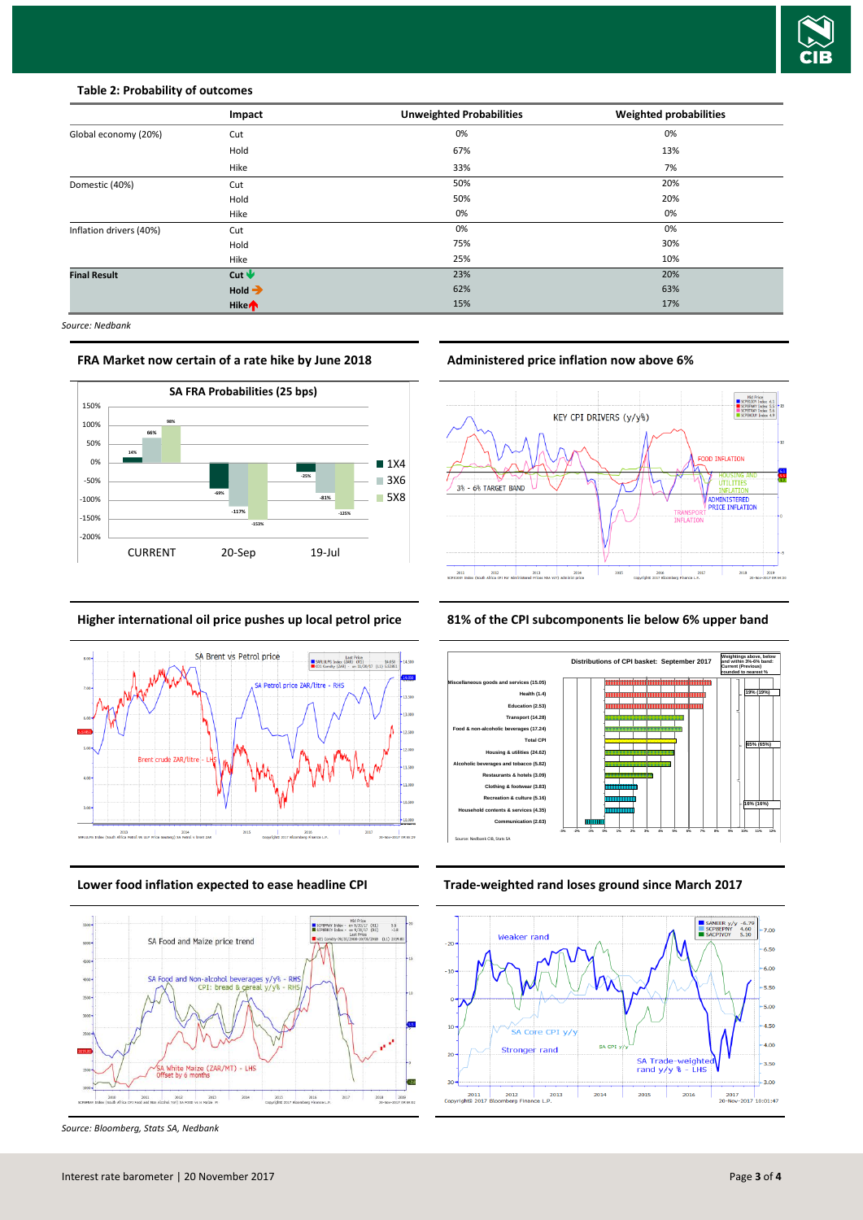**Table 2: Probability of outcomes**

| | Impact | Unweighted Probabilities | Weighted probabilities |
|---|---|---|---|
| Global economy (20%) | Cut | 0% | 0% |
| | Hold | 67% | 13% |
| | Hike | 33% | 7% |
| Domestic (40%) | Cut | 50% | 20% |
| | Hold | 50% | 20% |
| | Hike | 0% | 0% |
| Inflation drivers (40%) | Cut | 0% | 0% |
| | Hold | 75% | 30% |
| | Hike | 25% | 10% |
| **Final Result** | **Cut** ↓ | 23% | 20% |
| | **Hold** → | 62% | 63% |
| | **Hike** ↑ | 15% | 17% |

*Source: Nedbank*

**FRA Market now certain of a rate hike by June 2018**

**Administered price inflation now above 6%**

**Higher international oil price pushes up local petrol price**

**81% of the CPI subcomponents lie below 6% upper band**

**Lower food inflation expected to ease headline CPI**

**Trade-weighted rand loses ground since March 2017**

*Source: Bloomberg, Stats SA, Nedbank*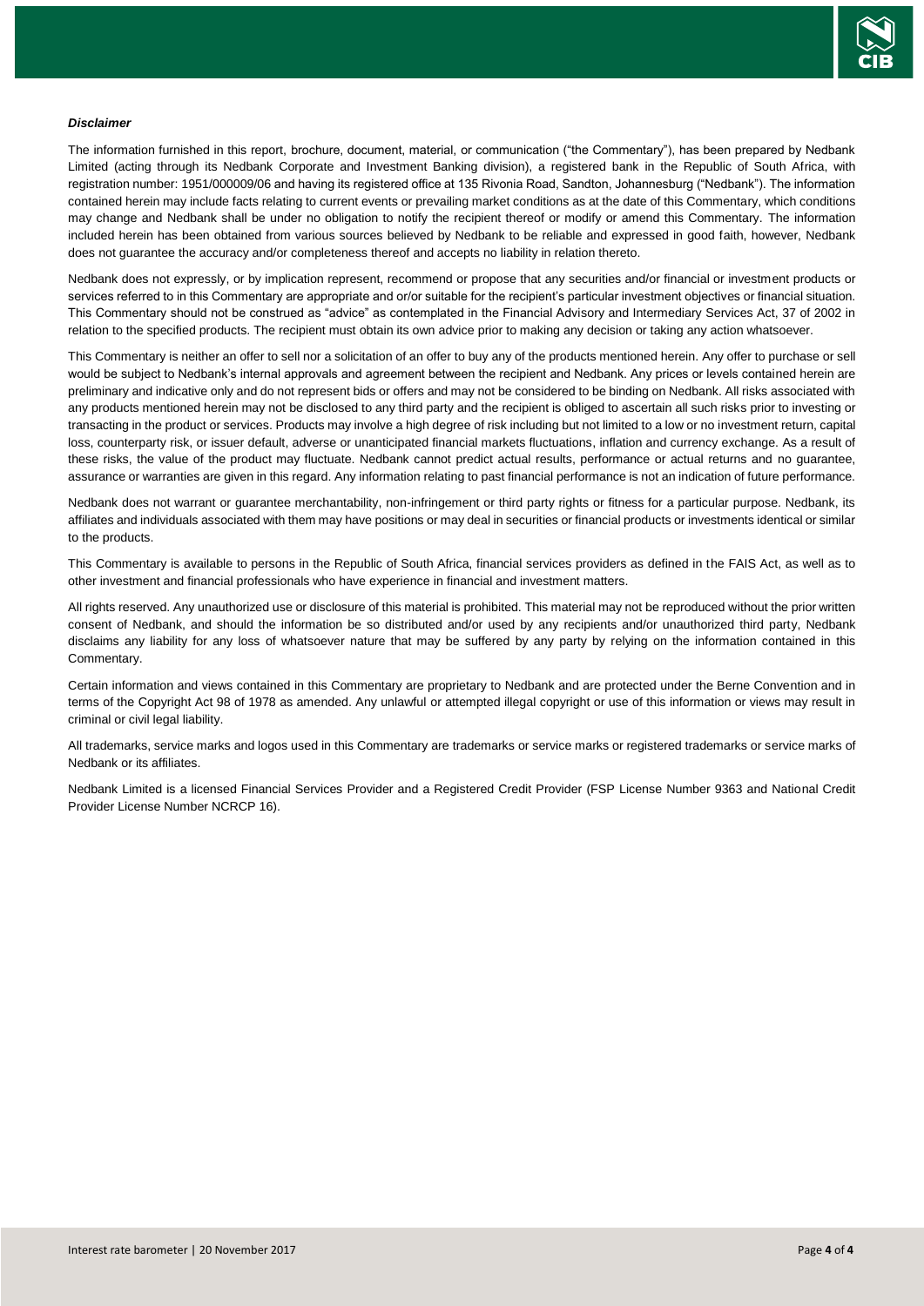***Disclaimer***

The information furnished in this report, brochure, document, material, or communication ("the Commentary"), has been prepared by Nedbank Limited (acting through its Nedbank Corporate and Investment Banking division), a registered bank in the Republic of South Africa, with registration number: 1951/000009/06 and having its registered office at 135 Rivonia Road, Sandton, Johannesburg ("Nedbank"). The information contained herein may include facts relating to current events or prevailing market conditions as at the date of this Commentary, which conditions may change and Nedbank shall be under no obligation to notify the recipient thereof or modify or amend this Commentary. The information included herein has been obtained from various sources believed by Nedbank to be reliable and expressed in good faith, however, Nedbank does not guarantee the accuracy and/or completeness thereof and accepts no liability in relation thereto.

Nedbank does not expressly, or by implication represent, recommend or propose that any securities and/or financial or investment products or services referred to in this Commentary are appropriate and or/or suitable for the recipient's particular investment objectives or financial situation. This Commentary should not be construed as "advice" as contemplated in the Financial Advisory and Intermediary Services Act, 37 of 2002 in relation to the specified products. The recipient must obtain its own advice prior to making any decision or taking any action whatsoever.

This Commentary is neither an offer to sell nor a solicitation of an offer to buy any of the products mentioned herein. Any offer to purchase or sell would be subject to Nedbank's internal approvals and agreement between the recipient and Nedbank. Any prices or levels contained herein are preliminary and indicative only and do not represent bids or offers and may not be considered to be binding on Nedbank. All risks associated with any products mentioned herein may not be disclosed to any third party and the recipient is obliged to ascertain all such risks prior to investing or transacting in the product or services. Products may involve a high degree of risk including but not limited to a low or no investment return, capital loss, counterparty risk, or issuer default, adverse or unanticipated financial markets fluctuations, inflation and currency exchange. As a result of these risks, the value of the product may fluctuate. Nedbank cannot predict actual results, performance or actual returns and no guarantee, assurance or warranties are given in this regard. Any information relating to past financial performance is not an indication of future performance.

Nedbank does not warrant or guarantee merchantability, non-infringement or third party rights or fitness for a particular purpose. Nedbank, its affiliates and individuals associated with them may have positions or may deal in securities or financial products or investments identical or similar to the products.

This Commentary is available to persons in the Republic of South Africa, financial services providers as defined in the FAIS Act, as well as to other investment and financial professionals who have experience in financial and investment matters.

All rights reserved. Any unauthorized use or disclosure of this material is prohibited. This material may not be reproduced without the prior written consent of Nedbank, and should the information be so distributed and/or used by any recipients and/or unauthorized third party, Nedbank disclaims any liability for any loss of whatsoever nature that may be suffered by any party by relying on the information contained in this Commentary.

Certain information and views contained in this Commentary are proprietary to Nedbank and are protected under the Berne Convention and in terms of the Copyright Act 98 of 1978 as amended. Any unlawful or attempted illegal copyright or use of this information or views may result in criminal or civil legal liability.

All trademarks, service marks and logos used in this Commentary are trademarks or service marks or registered trademarks or service marks of Nedbank or its affiliates.

Nedbank Limited is a licensed Financial Services Provider and a Registered Credit Provider (FSP License Number 9363 and National Credit Provider License Number NCRCP 16).